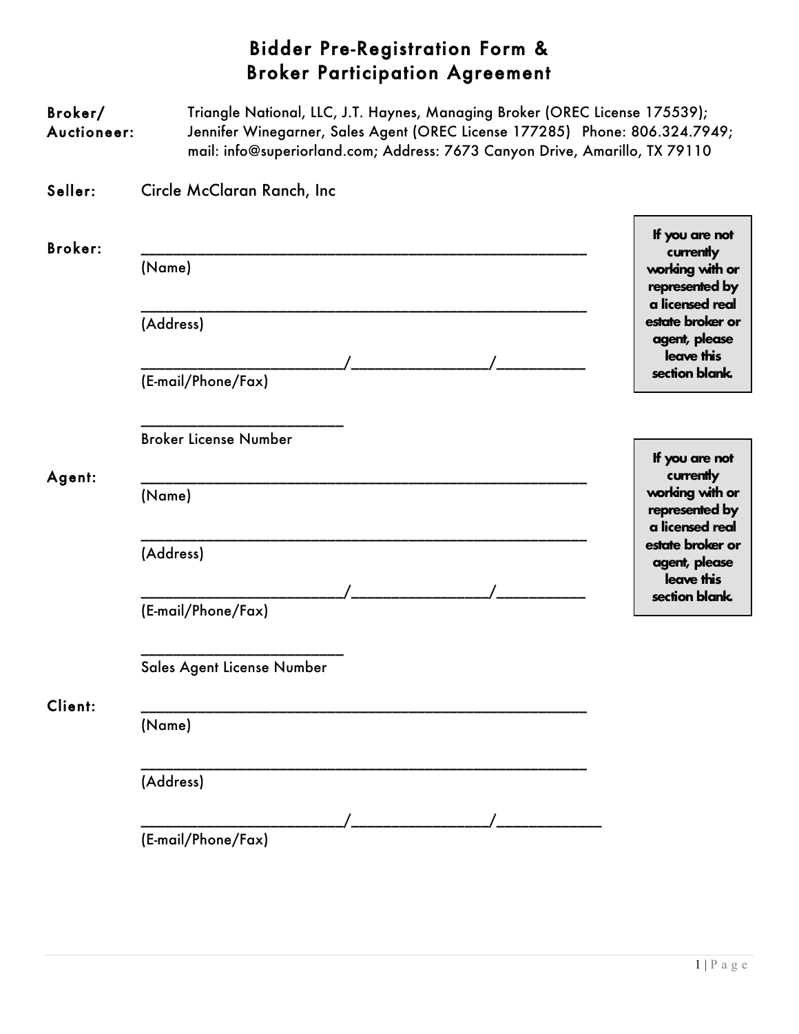# Bidder Pre-Registration Form & Broker Participation Agreement

**Broker/ Auctioneer:** Triangle National, LLC, J.T. Haynes, Managing Broker (OREC License 175539); Jennifer Winegarner, Sales Agent (OREC License 177285) Phone: 806.324.7949; mail: info@superiorland.com; Address: 7673 Canyon Drive, Amarillo, TX 79110

**Seller:** Circle McClaran Ranch, Inc

**Broker:**

> **If you are not currently working with or represented by a licensed real estate broker or agent, please leave this section blank.**

_______________________________________________
(Name)

_______________________________________________
(Address)

____________________/______________/__________
(E-mail/Phone/Fax)

____________________
Broker License Number

**Agent:**

> **If you are not currently working with or represented by a licensed real estate broker or agent, please leave this section blank.**

_______________________________________________
(Name)

_______________________________________________
(Address)

____________________/______________/__________
(E-mail/Phone/Fax)

____________________
Sales Agent License Number

**Client:**

_______________________________________________
(Name)

_______________________________________________
(Address)

____________________/______________/__________
(E-mail/Phone/Fax)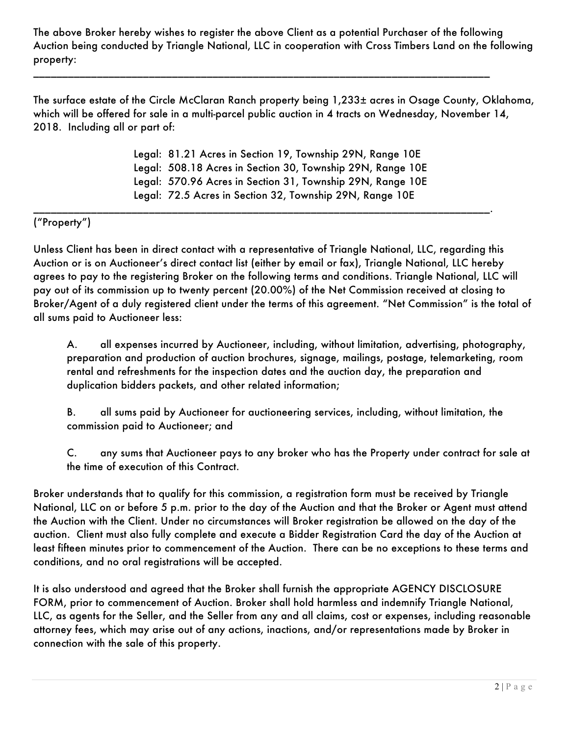The above Broker hereby wishes to register the above Client as a potential Purchaser of the following Auction being conducted by Triangle National, LLC in cooperation with Cross Timbers Land on the following property:

______________________________________________________________________________

The surface estate of the Circle McClaran Ranch property being 1,233± acres in Osage County, Oklahoma, which will be offered for sale in a multi-parcel public auction in 4 tracts on Wednesday, November 14, 2018. Including all or part of:

Legal: 81.21 Acres in Section 19, Township 29N, Range 10E
Legal: 508.18 Acres in Section 30, Township 29N, Range 10E
Legal: 570.96 Acres in Section 31, Township 29N, Range 10E
Legal: 72.5 Acres in Section 32, Township 29N, Range 10E

______________________________________________________________________________.

("Property")

Unless Client has been in direct contact with a representative of Triangle National, LLC, regarding this Auction or is on Auctioneer's direct contact list (either by email or fax), Triangle National, LLC hereby agrees to pay to the registering Broker on the following terms and conditions. Triangle National, LLC will pay out of its commission up to twenty percent (20.00%) of the Net Commission received at closing to Broker/Agent of a duly registered client under the terms of this agreement. "Net Commission" is the total of all sums paid to Auctioneer less:

A. all expenses incurred by Auctioneer, including, without limitation, advertising, photography, preparation and production of auction brochures, signage, mailings, postage, telemarketing, room rental and refreshments for the inspection dates and the auction day, the preparation and duplication bidders packets, and other related information;

B. all sums paid by Auctioneer for auctioneering services, including, without limitation, the commission paid to Auctioneer; and

C. any sums that Auctioneer pays to any broker who has the Property under contract for sale at the time of execution of this Contract.

Broker understands that to qualify for this commission, a registration form must be received by Triangle National, LLC on or before 5 p.m. prior to the day of the Auction and that the Broker or Agent must attend the Auction with the Client. Under no circumstances will Broker registration be allowed on the day of the auction. Client must also fully complete and execute a Bidder Registration Card the day of the Auction at least fifteen minutes prior to commencement of the Auction. There can be no exceptions to these terms and conditions, and no oral registrations will be accepted.

It is also understood and agreed that the Broker shall furnish the appropriate AGENCY DISCLOSURE FORM, prior to commencement of Auction. Broker shall hold harmless and indemnify Triangle National, LLC, as agents for the Seller, and the Seller from any and all claims, cost or expenses, including reasonable attorney fees, which may arise out of any actions, inactions, and/or representations made by Broker in connection with the sale of this property.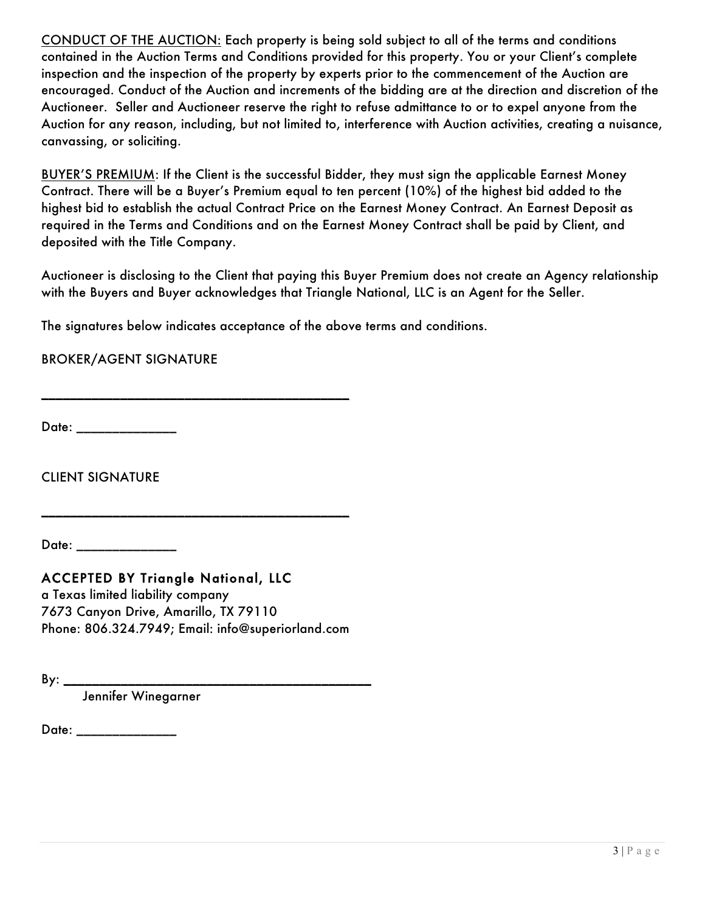CONDUCT OF THE AUCTION: Each property is being sold subject to all of the terms and conditions contained in the Auction Terms and Conditions provided for this property. You or your Client's complete inspection and the inspection of the property by experts prior to the commencement of the Auction are encouraged. Conduct of the Auction and increments of the bidding are at the direction and discretion of the Auctioneer. Seller and Auctioneer reserve the right to refuse admittance to or to expel anyone from the Auction for any reason, including, but not limited to, interference with Auction activities, creating a nuisance, canvassing, or soliciting.

BUYER'S PREMIUM: If the Client is the successful Bidder, they must sign the applicable Earnest Money Contract. There will be a Buyer's Premium equal to ten percent (10%) of the highest bid added to the highest bid to establish the actual Contract Price on the Earnest Money Contract. An Earnest Deposit as required in the Terms and Conditions and on the Earnest Money Contract shall be paid by Client, and deposited with the Title Company.

Auctioneer is disclosing to the Client that paying this Buyer Premium does not create an Agency relationship with the Buyers and Buyer acknowledges that Triangle National, LLC is an Agent for the Seller.

The signatures below indicates acceptance of the above terms and conditions.

BROKER/AGENT SIGNATURE

______________________________________

Date: ____________

CLIENT SIGNATURE

______________________________________

Date: ____________

**ACCEPTED BY Triangle National, LLC**
a Texas limited liability company
7673 Canyon Drive, Amarillo, TX 79110
Phone: 806.324.7949; Email: info@superiorland.com

By: ______________________________________
Jennifer Winegarner

Date: ____________